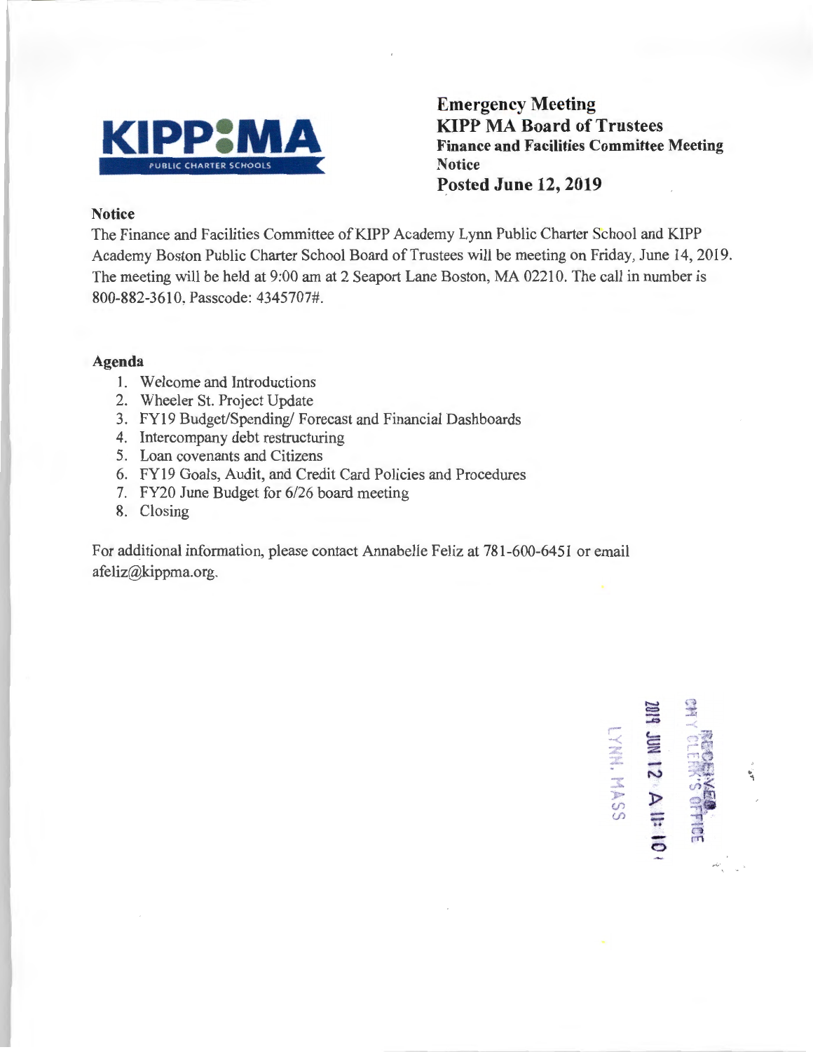**KIPP MA**
PUBLIC CHARTER SCHOOLS

# Emergency Meeting
## KIPP MA Board of Trustees
**Finance and Facilities Committee Meeting**
**Notice**
**Posted June 12, 2019**

**Notice**

The Finance and Facilities Committee of KIPP Academy Lynn Public Charter School and KIPP Academy Boston Public Charter School Board of Trustees will be meeting on Friday, June 14, 2019. The meeting will be held at 9:00 am at 2 Seaport Lane Boston, MA 02210. The call in number is 800-882-3610, Passcode: 4345707#.

**Agenda**

1. Welcome and Introductions
2. Wheeler St. Project Update
3. FY19 Budget/Spending/ Forecast and Financial Dashboards
4. Intercompany debt restructuring
5. Loan covenants and Citizens
6. FY19 Goals, Audit, and Credit Card Policies and Procedures
7. FY20 June Budget for 6/26 board meeting
8. Closing

For additional information, please contact Annabelle Feliz at 781-600-6451 or email afeliz@kippma.org.

RECEIVED
CITY CLERK'S OFFICE
2019 JUN 12 A 11:10
LYNN, MASS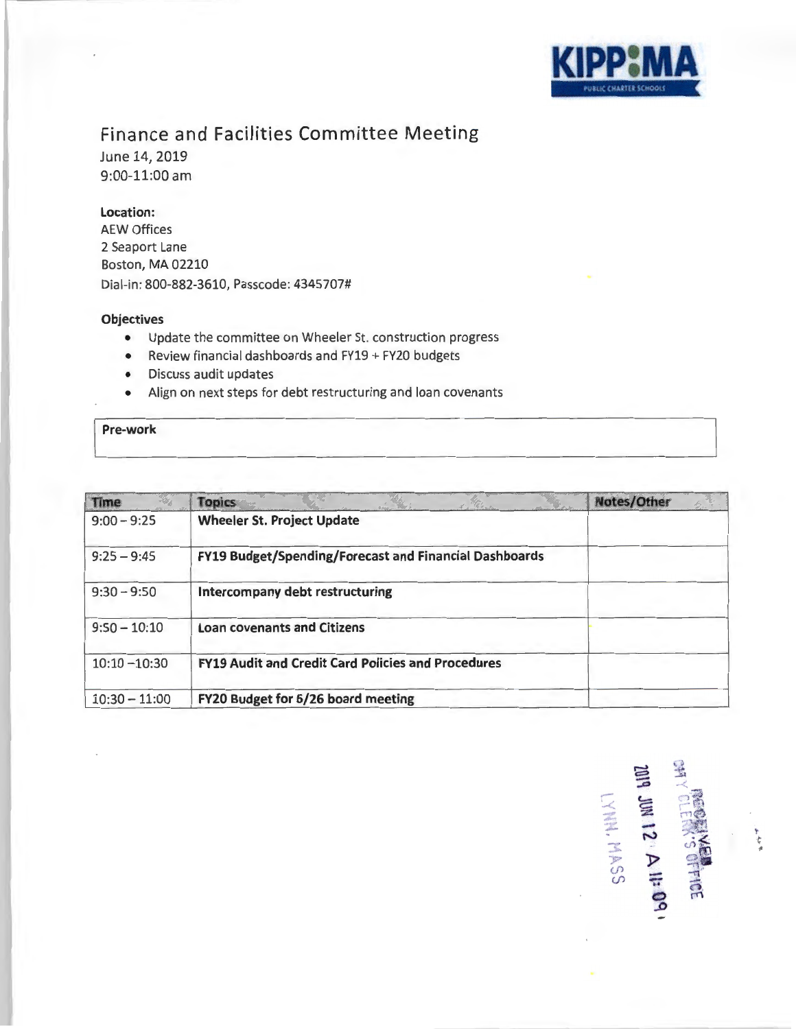KIPP MA PUBLIC CHARTER SCHOOLS

# Finance and Facilities Committee Meeting

June 14, 2019
9:00-11:00 am

**Location:**
AEW Offices
2 Seaport Lane
Boston, MA 02210
Dial-in: 800-882-3610, Passcode: 4345707#

**Objectives**

- Update the committee on Wheeler St. construction progress
- Review financial dashboards and FY19 + FY20 budgets
- Discuss audit updates
- Align on next steps for debt restructuring and loan covenants

| Pre-work |
| --- |
| |

| Time | Topics | Notes/Other |
| --- | --- | --- |
| 9:00 – 9:25 | **Wheeler St. Project Update** | |
| 9:25 – 9:45 | **FY19 Budget/Spending/Forecast and Financial Dashboards** | |
| 9:30 – 9:50 | **Intercompany debt restructuring** | |
| 9:50 – 10:10 | **Loan covenants and Citizens** | |
| 10:10 –10:30 | **FY19 Audit and Credit Card Policies and Procedures** | |
| 10:30 – 11:00 | **FY20 Budget for 6/26 board meeting** | |

RECEIVED
CITY CLERK'S OFFICE
2019 JUN 12 A 11:09
LYNN, MASS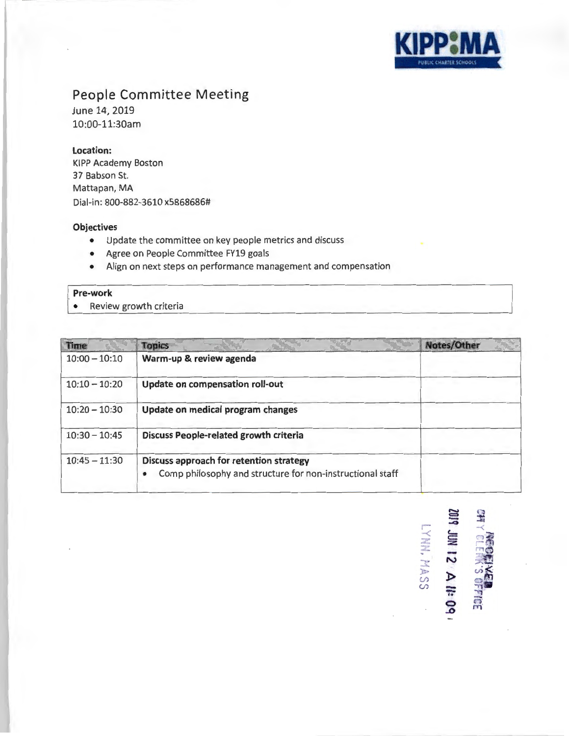# People Committee Meeting

June 14, 2019
10:00-11:30am

**Location:**
KIPP Academy Boston
37 Babson St.
Mattapan, MA
Dial-in: 800-882-3610 x5868686#

**Objectives**

- Update the committee on key people metrics and discuss
- Agree on People Committee FY19 goals
- Align on next steps on performance management and compensation

| **Pre-work** |
| --- |
| • Review growth criteria |

| Time | Topics | Notes/Other |
| --- | --- | --- |
| 10:00 – 10:10 | **Warm-up & review agenda** | |
| 10:10 – 10:20 | **Update on compensation roll-out** | |
| 10:20 – 10:30 | **Update on medical program changes** | |
| 10:30 – 10:45 | **Discuss People-related growth criteria** | |
| 10:45 – 11:30 | **Discuss approach for retention strategy**<br>• Comp philosophy and structure for non-instructional staff | |

RECEIVED
CITY CLERK'S OFFICE
2019 JUN 12 A 11:09
LYNN, MASS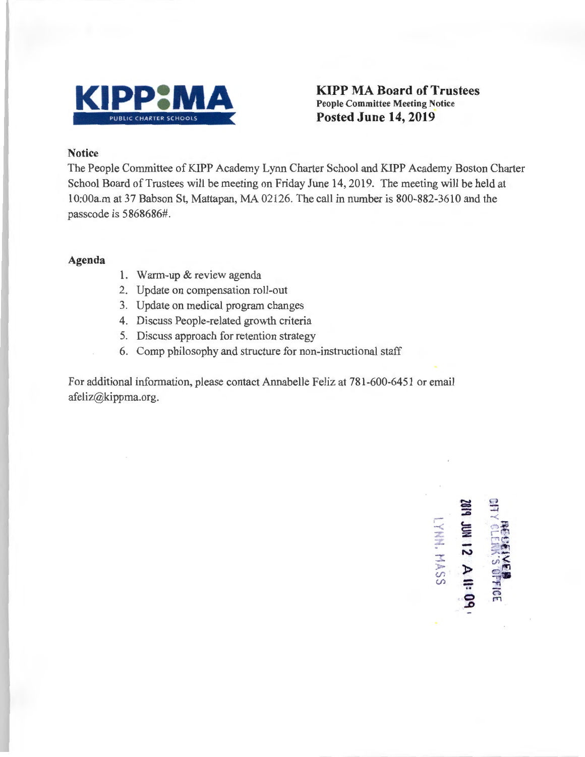**KIPP MA Board of Trustees**
**People Committee Meeting Notice**
**Posted June 14, 2019**

**Notice**

The People Committee of KIPP Academy Lynn Charter School and KIPP Academy Boston Charter School Board of Trustees will be meeting on Friday June 14, 2019. The meeting will be held at 10:00a.m at 37 Babson St, Mattapan, MA 02126. The call in number is 800-882-3610 and the passcode is 5868686#.

**Agenda**

1. Warm-up & review agenda
2. Update on compensation roll-out
3. Update on medical program changes
4. Discuss People-related growth criteria
5. Discuss approach for retention strategy
6. Comp philosophy and structure for non-instructional staff

For additional information, please contact Annabelle Feliz at 781-600-6451 or email afeliz@kippma.org.

RECEIVED
CITY CLERK'S OFFICE
2019 JUN 12 A 11:09
LYNN, MASS